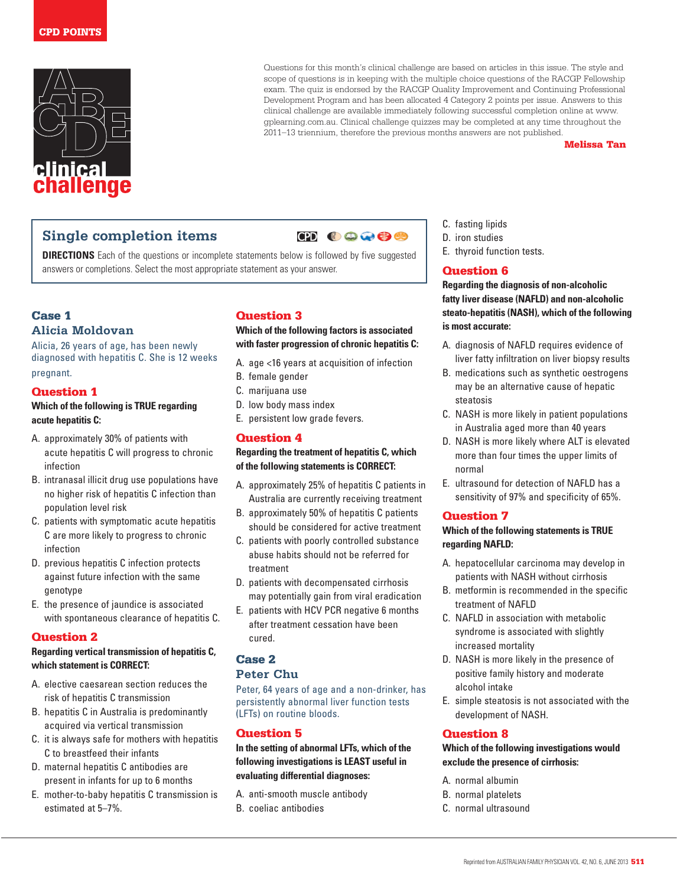CPD POINTS

# clinical challenge

Questions for this month's clinical challenge are based on articles in this issue. The style and scope of questions is in keeping with the multiple choice questions of the RACGP Fellowship exam. The quiz is endorsed by the RACGP Quality Improvement and Continuing Professional Development Program and has been allocated 4 Category 2 points per issue. Answers to this clinical challenge are available immediately following successful completion online at www.gplearning.com.au. Clinical challenge quizzes may be completed at any time throughout the 2011–13 triennium, therefore the previous months answers are not published.

**Melissa Tan**

## Single completion items

**DIRECTIONS** Each of the questions or incomplete statements below is followed by five suggested answers or completions. Select the most appropriate statement as your answer.

## Case 1
## Alicia Moldovan

Alicia, 26 years of age, has been newly diagnosed with hepatitis C. She is 12 weeks pregnant.

### Question 1

**Which of the following is TRUE regarding acute hepatitis C:**

A. approximately 30% of patients with acute hepatitis C will progress to chronic infection
B. intranasal illicit drug use populations have no higher risk of hepatitis C infection than population level risk
C. patients with symptomatic acute hepatitis C are more likely to progress to chronic infection
D. previous hepatitis C infection protects against future infection with the same genotype
E. the presence of jaundice is associated with spontaneous clearance of hepatitis C.

### Question 2

**Regarding vertical transmission of hepatitis C, which statement is CORRECT:**

A. elective caesarean section reduces the risk of hepatitis C transmission
B. hepatitis C in Australia is predominantly acquired via vertical transmission
C. it is always safe for mothers with hepatitis C to breastfeed their infants
D. maternal hepatitis C antibodies are present in infants for up to 6 months
E. mother-to-baby hepatitis C transmission is estimated at 5–7%.

### Question 3

**Which of the following factors is associated with faster progression of chronic hepatitis C:**

A. age <16 years at acquisition of infection
B. female gender
C. marijuana use
D. low body mass index
E. persistent low grade fevers.

### Question 4

**Regarding the treatment of hepatitis C, which of the following statements is CORRECT:**

A. approximately 25% of hepatitis C patients in Australia are currently receiving treatment
B. approximately 50% of hepatitis C patients should be considered for active treatment
C. patients with poorly controlled substance abuse habits should not be referred for treatment
D. patients with decompensated cirrhosis may potentially gain from viral eradication
E. patients with HCV PCR negative 6 months after treatment cessation have been cured.

## Case 2
## Peter Chu

Peter, 64 years of age and a non-drinker, has persistently abnormal liver function tests (LFTs) on routine bloods.

### Question 5

**In the setting of abnormal LFTs, which of the following investigations is LEAST useful in evaluating differential diagnoses:**

A. anti-smooth muscle antibody
B. coeliac antibodies
C. fasting lipids
D. iron studies
E. thyroid function tests.

### Question 6

**Regarding the diagnosis of non-alcoholic fatty liver disease (NAFLD) and non-alcoholic steato-hepatitis (NASH), which of the following is most accurate:**

A. diagnosis of NAFLD requires evidence of liver fatty infiltration on liver biopsy results
B. medications such as synthetic oestrogens may be an alternative cause of hepatic steatosis
C. NASH is more likely in patient populations in Australia aged more than 40 years
D. NASH is more likely where ALT is elevated more than four times the upper limits of normal
E. ultrasound for detection of NAFLD has a sensitivity of 97% and specificity of 65%.

### Question 7

**Which of the following statements is TRUE regarding NAFLD:**

A. hepatocellular carcinoma may develop in patients with NASH without cirrhosis
B. metformin is recommended in the specific treatment of NAFLD
C. NAFLD in association with metabolic syndrome is associated with slightly increased mortality
D. NASH is more likely in the presence of positive family history and moderate alcohol intake
E. simple steatosis is not associated with the development of NASH.

### Question 8

**Which of the following investigations would exclude the presence of cirrhosis:**

A. normal albumin
B. normal platelets
C. normal ultrasound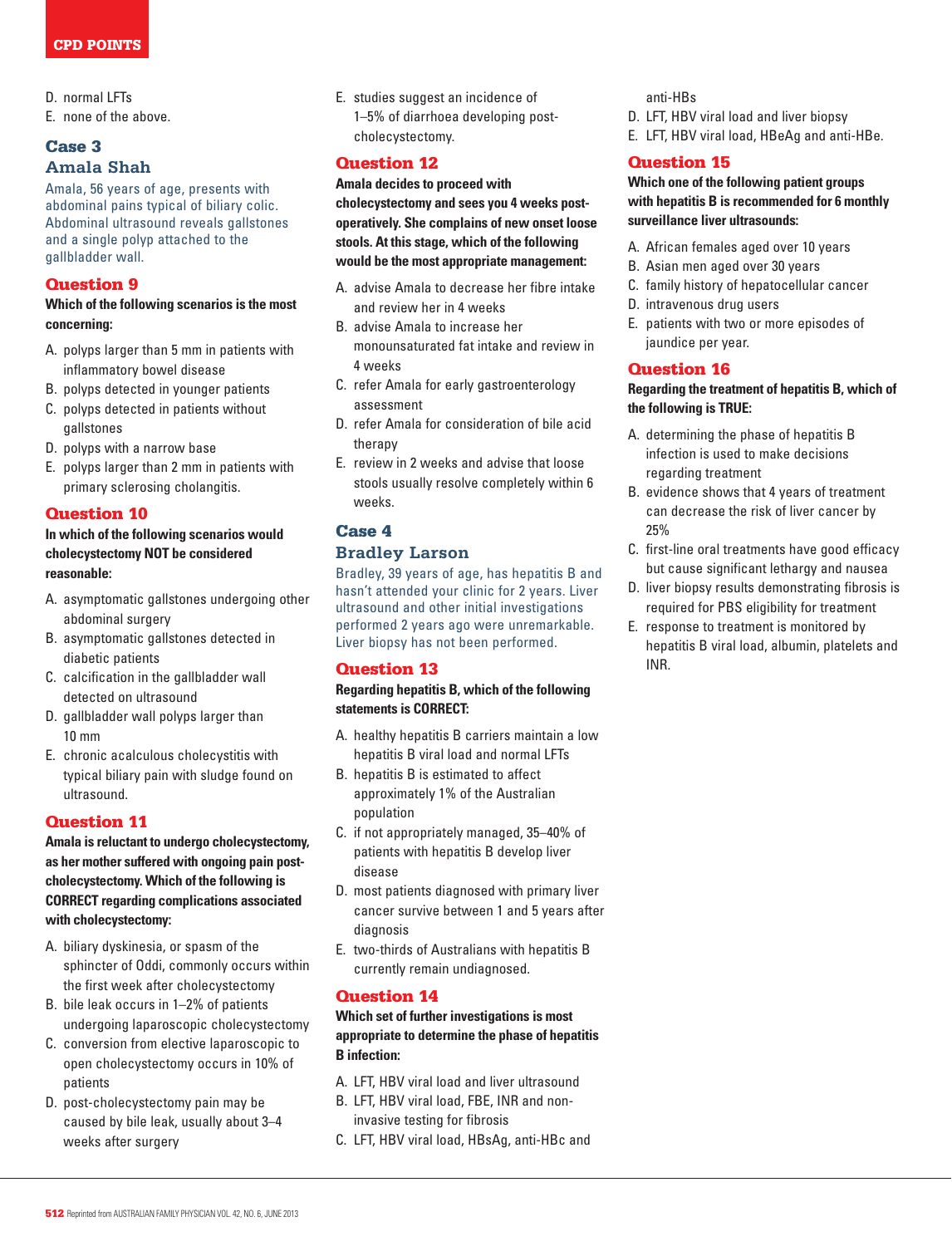D. normal LFTs
E. none of the above.

## Case 3

### Amala Shah

Amala, 56 years of age, presents with abdominal pains typical of biliary colic. Abdominal ultrasound reveals gallstones and a single polyp attached to the gallbladder wall.

### Question 9

**Which of the following scenarios is the most concerning:**

A. polyps larger than 5 mm in patients with inflammatory bowel disease
B. polyps detected in younger patients
C. polyps detected in patients without gallstones
D. polyps with a narrow base
E. polyps larger than 2 mm in patients with primary sclerosing cholangitis.

### Question 10

**In which of the following scenarios would cholecystectomy NOT be considered reasonable:**

A. asymptomatic gallstones undergoing other abdominal surgery
B. asymptomatic gallstones detected in diabetic patients
C. calcification in the gallbladder wall detected on ultrasound
D. gallbladder wall polyps larger than 10 mm
E. chronic acalculous cholecystitis with typical biliary pain with sludge found on ultrasound.

### Question 11

**Amala is reluctant to undergo cholecystectomy, as her mother suffered with ongoing pain post-cholecystectomy. Which of the following is CORRECT regarding complications associated with cholecystectomy:**

A. biliary dyskinesia, or spasm of the sphincter of Oddi, commonly occurs within the first week after cholecystectomy
B. bile leak occurs in 1–2% of patients undergoing laparoscopic cholecystectomy
C. conversion from elective laparoscopic to open cholecystectomy occurs in 10% of patients
D. post-cholecystectomy pain may be caused by bile leak, usually about 3–4 weeks after surgery
E. studies suggest an incidence of 1–5% of diarrhoea developing post-cholecystectomy.

### Question 12

**Amala decides to proceed with cholecystectomy and sees you 4 weeks post-operatively. She complains of new onset loose stools. At this stage, which of the following would be the most appropriate management:**

A. advise Amala to decrease her fibre intake and review her in 4 weeks
B. advise Amala to increase her monounsaturated fat intake and review in 4 weeks
C. refer Amala for early gastroenterology assessment
D. refer Amala for consideration of bile acid therapy
E. review in 2 weeks and advise that loose stools usually resolve completely within 6 weeks.

## Case 4

### Bradley Larson

Bradley, 39 years of age, has hepatitis B and hasn't attended your clinic for 2 years. Liver ultrasound and other initial investigations performed 2 years ago were unremarkable. Liver biopsy has not been performed.

### Question 13

**Regarding hepatitis B, which of the following statements is CORRECT:**

A. healthy hepatitis B carriers maintain a low hepatitis B viral load and normal LFTs
B. hepatitis B is estimated to affect approximately 1% of the Australian population
C. if not appropriately managed, 35–40% of patients with hepatitis B develop liver disease
D. most patients diagnosed with primary liver cancer survive between 1 and 5 years after diagnosis
E. two-thirds of Australians with hepatitis B currently remain undiagnosed.

### Question 14

**Which set of further investigations is most appropriate to determine the phase of hepatitis B infection:**

A. LFT, HBV viral load and liver ultrasound
B. LFT, HBV viral load, FBE, INR and non-invasive testing for fibrosis
C. LFT, HBV viral load, HBsAg, anti-HBc and anti-HBs
D. LFT, HBV viral load and liver biopsy
E. LFT, HBV viral load, HBeAg and anti-HBe.

### Question 15

**Which one of the following patient groups with hepatitis B is recommended for 6 monthly surveillance liver ultrasounds:**

A. African females aged over 10 years
B. Asian men aged over 30 years
C. family history of hepatocellular cancer
D. intravenous drug users
E. patients with two or more episodes of jaundice per year.

### Question 16

**Regarding the treatment of hepatitis B, which of the following is TRUE:**

A. determining the phase of hepatitis B infection is used to make decisions regarding treatment
B. evidence shows that 4 years of treatment can decrease the risk of liver cancer by 25%
C. first-line oral treatments have good efficacy but cause significant lethargy and nausea
D. liver biopsy results demonstrating fibrosis is required for PBS eligibility for treatment
E. response to treatment is monitored by hepatitis B viral load, albumin, platelets and INR.